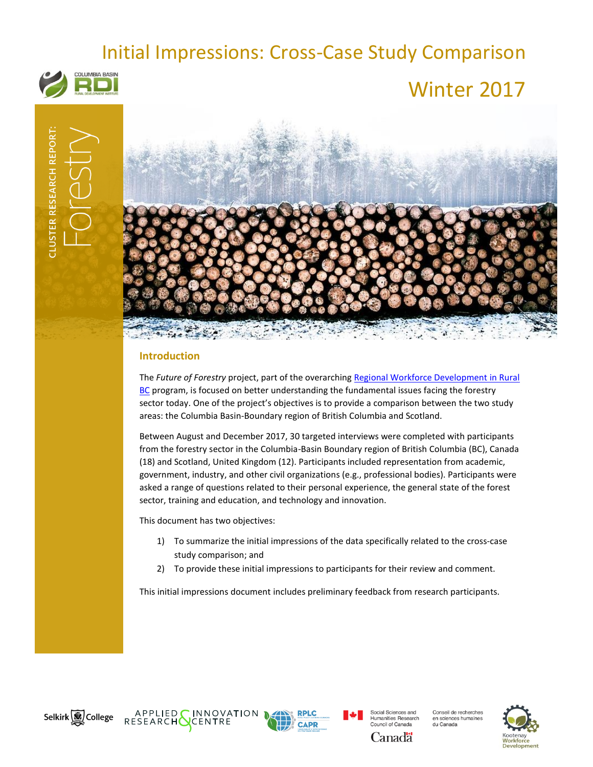# Initial Impressions: Cross-Case Study Comparison

## Winter 2017

CLUSTER RESEARCH REPORT: Forestry

## Introduction

The *Future of Forestry* project, part of the overarching Regional Workforce Development in Rural BC program, is focused on better understanding the fundamental issues facing the forestry sector today. One of the project's objectives is to provide a comparison between the two study areas: the Columbia Basin-Boundary region of British Columbia and Scotland.

Between August and December 2017, 30 targeted interviews were completed with participants from the forestry sector in the Columbia-Basin Boundary region of British Columbia (BC), Canada (18) and Scotland, United Kingdom (12). Participants included representation from academic, government, industry, and other civil organizations (e.g., professional bodies). Participants were asked a range of questions related to their personal experience, the general state of the forest sector, training and education, and technology and innovation.

This document has two objectives:

1) To summarize the initial impressions of the data specifically related to the cross-case study comparison; and
2) To provide these initial impressions to participants for their review and comment.

This initial impressions document includes preliminary feedback from research participants.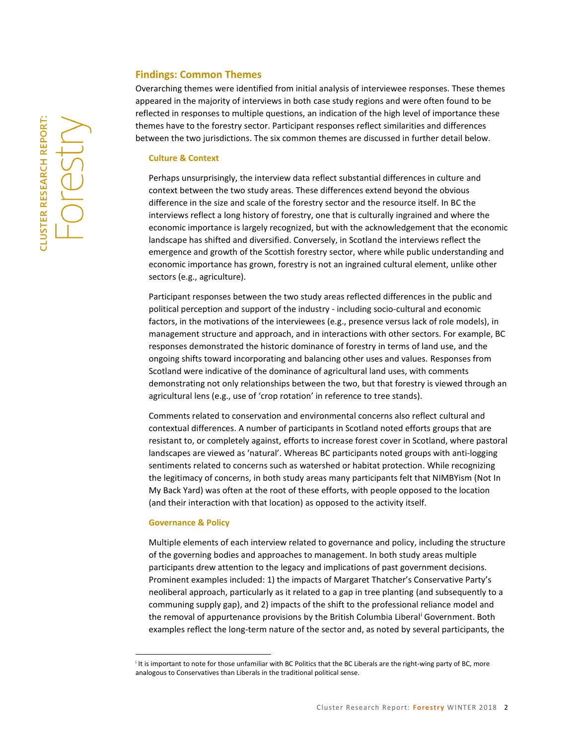## Findings: Common Themes

Overarching themes were identified from initial analysis of interviewee responses. These themes appeared in the majority of interviews in both case study regions and were often found to be reflected in responses to multiple questions, an indication of the high level of importance these themes have to the forestry sector. Participant responses reflect similarities and differences between the two jurisdictions. The six common themes are discussed in further detail below.

### Culture & Context

Perhaps unsurprisingly, the interview data reflect substantial differences in culture and context between the two study areas. These differences extend beyond the obvious difference in the size and scale of the forestry sector and the resource itself. In BC the interviews reflect a long history of forestry, one that is culturally ingrained and where the economic importance is largely recognized, but with the acknowledgement that the economic landscape has shifted and diversified. Conversely, in Scotland the interviews reflect the emergence and growth of the Scottish forestry sector, where while public understanding and economic importance has grown, forestry is not an ingrained cultural element, unlike other sectors (e.g., agriculture).

Participant responses between the two study areas reflected differences in the public and political perception and support of the industry - including socio-cultural and economic factors, in the motivations of the interviewees (e.g., presence versus lack of role models), in management structure and approach, and in interactions with other sectors. For example, BC responses demonstrated the historic dominance of forestry in terms of land use, and the ongoing shifts toward incorporating and balancing other uses and values. Responses from Scotland were indicative of the dominance of agricultural land uses, with comments demonstrating not only relationships between the two, but that forestry is viewed through an agricultural lens (e.g., use of 'crop rotation' in reference to tree stands).

Comments related to conservation and environmental concerns also reflect cultural and contextual differences. A number of participants in Scotland noted efforts groups that are resistant to, or completely against, efforts to increase forest cover in Scotland, where pastoral landscapes are viewed as 'natural'. Whereas BC participants noted groups with anti-logging sentiments related to concerns such as watershed or habitat protection. While recognizing the legitimacy of concerns, in both study areas many participants felt that NIMBYism (Not In My Back Yard) was often at the root of these efforts, with people opposed to the location (and their interaction with that location) as opposed to the activity itself.

### Governance & Policy

Multiple elements of each interview related to governance and policy, including the structure of the governing bodies and approaches to management. In both study areas multiple participants drew attention to the legacy and implications of past government decisions. Prominent examples included: 1) the impacts of Margaret Thatcher's Conservative Party's neoliberal approach, particularly as it related to a gap in tree planting (and subsequently to a communing supply gap), and 2) impacts of the shift to the professional reliance model and the removal of appurtenance provisions by the British Columbia Liberal[i] Government. Both examples reflect the long-term nature of the sector and, as noted by several participants, the

---

[i] It is important to note for those unfamiliar with BC Politics that the BC Liberals are the right-wing party of BC, more analogous to Conservatives than Liberals in the traditional political sense.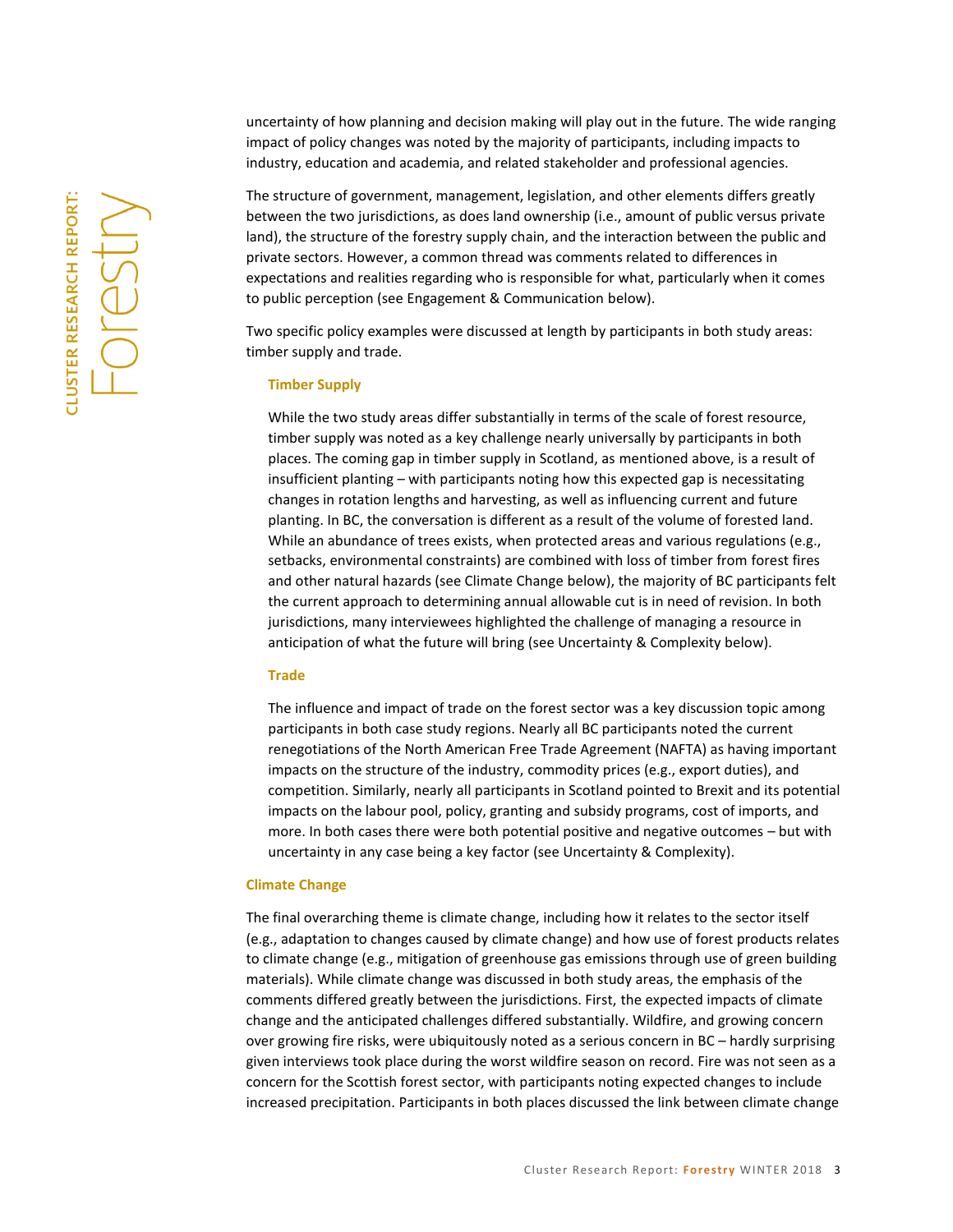uncertainty of how planning and decision making will play out in the future. The wide ranging impact of policy changes was noted by the majority of participants, including impacts to industry, education and academia, and related stakeholder and professional agencies.

The structure of government, management, legislation, and other elements differs greatly between the two jurisdictions, as does land ownership (i.e., amount of public versus private land), the structure of the forestry supply chain, and the interaction between the public and private sectors. However, a common thread was comments related to differences in expectations and realities regarding who is responsible for what, particularly when it comes to public perception (see Engagement & Communication below).

Two specific policy examples were discussed at length by participants in both study areas: timber supply and trade.

#### Timber Supply

While the two study areas differ substantially in terms of the scale of forest resource, timber supply was noted as a key challenge nearly universally by participants in both places. The coming gap in timber supply in Scotland, as mentioned above, is a result of insufficient planting – with participants noting how this expected gap is necessitating changes in rotation lengths and harvesting, as well as influencing current and future planting. In BC, the conversation is different as a result of the volume of forested land. While an abundance of trees exists, when protected areas and various regulations (e.g., setbacks, environmental constraints) are combined with loss of timber from forest fires and other natural hazards (see Climate Change below), the majority of BC participants felt the current approach to determining annual allowable cut is in need of revision. In both jurisdictions, many interviewees highlighted the challenge of managing a resource in anticipation of what the future will bring (see Uncertainty & Complexity below).

#### Trade

The influence and impact of trade on the forest sector was a key discussion topic among participants in both case study regions. Nearly all BC participants noted the current renegotiations of the North American Free Trade Agreement (NAFTA) as having important impacts on the structure of the industry, commodity prices (e.g., export duties), and competition. Similarly, nearly all participants in Scotland pointed to Brexit and its potential impacts on the labour pool, policy, granting and subsidy programs, cost of imports, and more. In both cases there were both potential positive and negative outcomes – but with uncertainty in any case being a key factor (see Uncertainty & Complexity).

### Climate Change

The final overarching theme is climate change, including how it relates to the sector itself (e.g., adaptation to changes caused by climate change) and how use of forest products relates to climate change (e.g., mitigation of greenhouse gas emissions through use of green building materials). While climate change was discussed in both study areas, the emphasis of the comments differed greatly between the jurisdictions. First, the expected impacts of climate change and the anticipated challenges differed substantially. Wildfire, and growing concern over growing fire risks, were ubiquitously noted as a serious concern in BC – hardly surprising given interviews took place during the worst wildfire season on record. Fire was not seen as a concern for the Scottish forest sector, with participants noting expected changes to include increased precipitation. Participants in both places discussed the link between climate change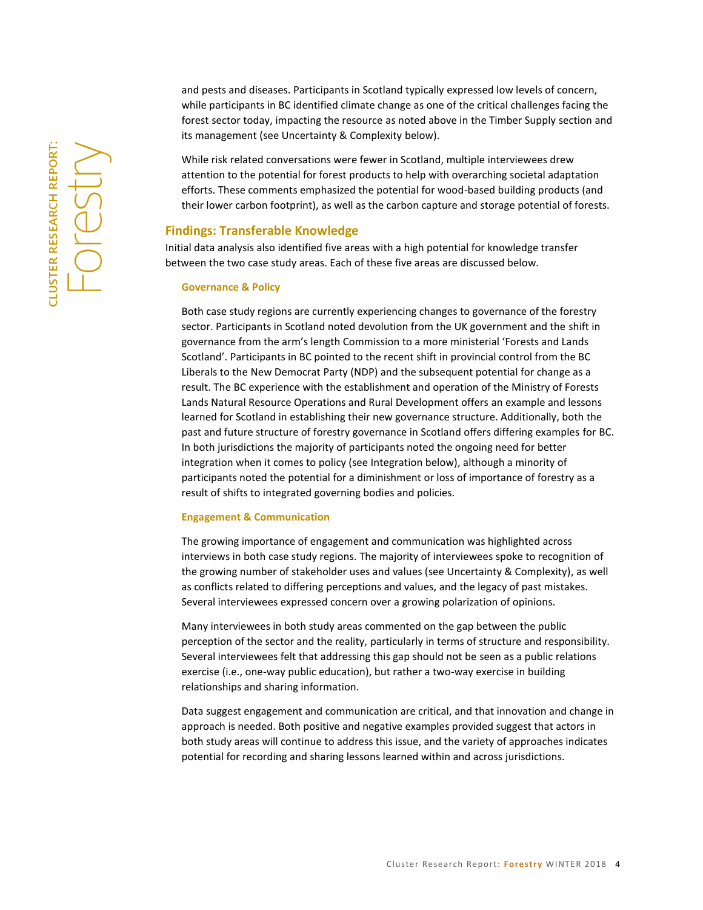and pests and diseases. Participants in Scotland typically expressed low levels of concern, while participants in BC identified climate change as one of the critical challenges facing the forest sector today, impacting the resource as noted above in the Timber Supply section and its management (see Uncertainty & Complexity below).

While risk related conversations were fewer in Scotland, multiple interviewees drew attention to the potential for forest products to help with overarching societal adaptation efforts. These comments emphasized the potential for wood-based building products (and their lower carbon footprint), as well as the carbon capture and storage potential of forests.

## Findings: Transferable Knowledge

Initial data analysis also identified five areas with a high potential for knowledge transfer between the two case study areas. Each of these five areas are discussed below.

### Governance & Policy

Both case study regions are currently experiencing changes to governance of the forestry sector. Participants in Scotland noted devolution from the UK government and the shift in governance from the arm's length Commission to a more ministerial 'Forests and Lands Scotland'. Participants in BC pointed to the recent shift in provincial control from the BC Liberals to the New Democrat Party (NDP) and the subsequent potential for change as a result. The BC experience with the establishment and operation of the Ministry of Forests Lands Natural Resource Operations and Rural Development offers an example and lessons learned for Scotland in establishing their new governance structure. Additionally, both the past and future structure of forestry governance in Scotland offers differing examples for BC. In both jurisdictions the majority of participants noted the ongoing need for better integration when it comes to policy (see Integration below), although a minority of participants noted the potential for a diminishment or loss of importance of forestry as a result of shifts to integrated governing bodies and policies.

### Engagement & Communication

The growing importance of engagement and communication was highlighted across interviews in both case study regions. The majority of interviewees spoke to recognition of the growing number of stakeholder uses and values (see Uncertainty & Complexity), as well as conflicts related to differing perceptions and values, and the legacy of past mistakes. Several interviewees expressed concern over a growing polarization of opinions.

Many interviewees in both study areas commented on the gap between the public perception of the sector and the reality, particularly in terms of structure and responsibility. Several interviewees felt that addressing this gap should not be seen as a public relations exercise (i.e., one-way public education), but rather a two-way exercise in building relationships and sharing information.

Data suggest engagement and communication are critical, and that innovation and change in approach is needed. Both positive and negative examples provided suggest that actors in both study areas will continue to address this issue, and the variety of approaches indicates potential for recording and sharing lessons learned within and across jurisdictions.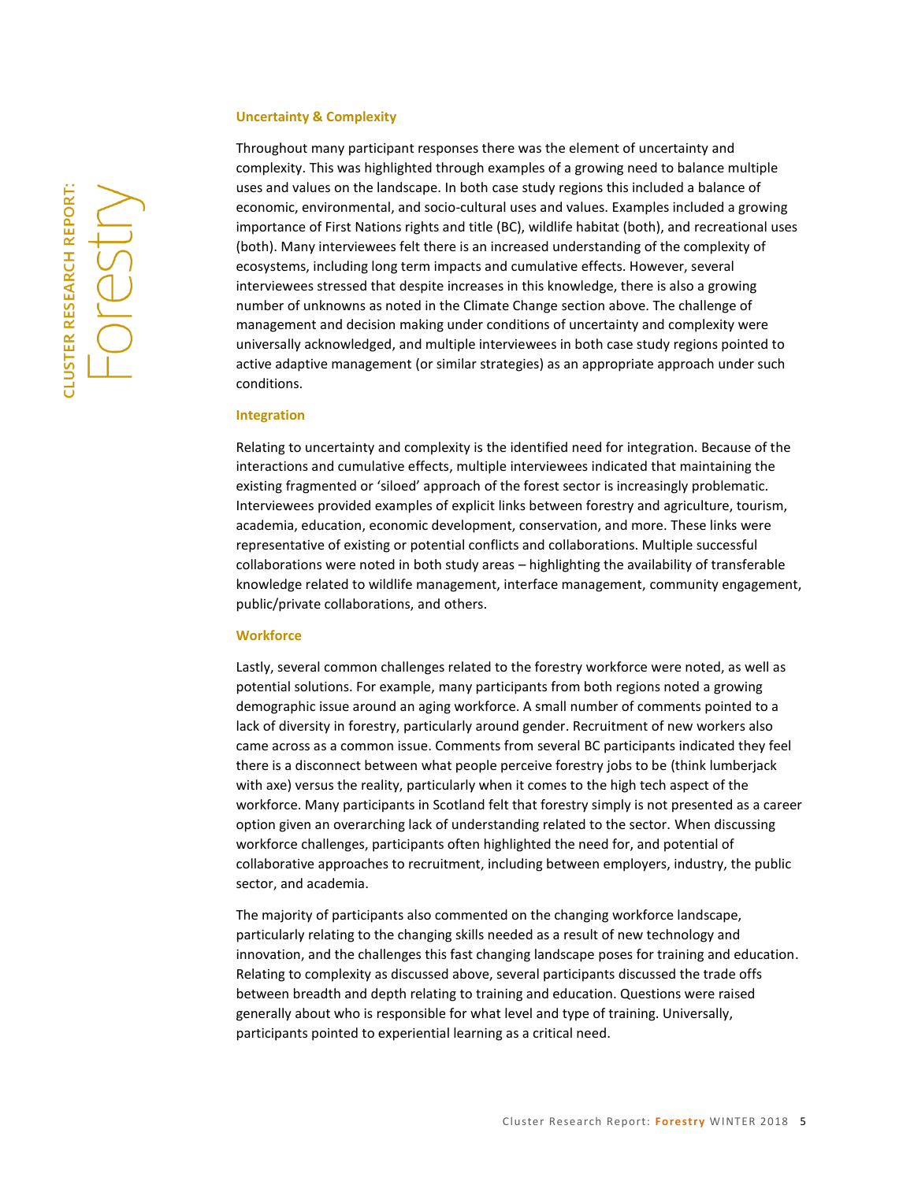### Uncertainty & Complexity

Throughout many participant responses there was the element of uncertainty and complexity. This was highlighted through examples of a growing need to balance multiple uses and values on the landscape. In both case study regions this included a balance of economic, environmental, and socio-cultural uses and values. Examples included a growing importance of First Nations rights and title (BC), wildlife habitat (both), and recreational uses (both). Many interviewees felt there is an increased understanding of the complexity of ecosystems, including long term impacts and cumulative effects. However, several interviewees stressed that despite increases in this knowledge, there is also a growing number of unknowns as noted in the Climate Change section above. The challenge of management and decision making under conditions of uncertainty and complexity were universally acknowledged, and multiple interviewees in both case study regions pointed to active adaptive management (or similar strategies) as an appropriate approach under such conditions.

### Integration

Relating to uncertainty and complexity is the identified need for integration. Because of the interactions and cumulative effects, multiple interviewees indicated that maintaining the existing fragmented or 'siloed' approach of the forest sector is increasingly problematic. Interviewees provided examples of explicit links between forestry and agriculture, tourism, academia, education, economic development, conservation, and more. These links were representative of existing or potential conflicts and collaborations. Multiple successful collaborations were noted in both study areas – highlighting the availability of transferable knowledge related to wildlife management, interface management, community engagement, public/private collaborations, and others.

### Workforce

Lastly, several common challenges related to the forestry workforce were noted, as well as potential solutions. For example, many participants from both regions noted a growing demographic issue around an aging workforce. A small number of comments pointed to a lack of diversity in forestry, particularly around gender. Recruitment of new workers also came across as a common issue. Comments from several BC participants indicated they feel there is a disconnect between what people perceive forestry jobs to be (think lumberjack with axe) versus the reality, particularly when it comes to the high tech aspect of the workforce. Many participants in Scotland felt that forestry simply is not presented as a career option given an overarching lack of understanding related to the sector. When discussing workforce challenges, participants often highlighted the need for, and potential of collaborative approaches to recruitment, including between employers, industry, the public sector, and academia.

The majority of participants also commented on the changing workforce landscape, particularly relating to the changing skills needed as a result of new technology and innovation, and the challenges this fast changing landscape poses for training and education. Relating to complexity as discussed above, several participants discussed the trade offs between breadth and depth relating to training and education. Questions were raised generally about who is responsible for what level and type of training. Universally, participants pointed to experiential learning as a critical need.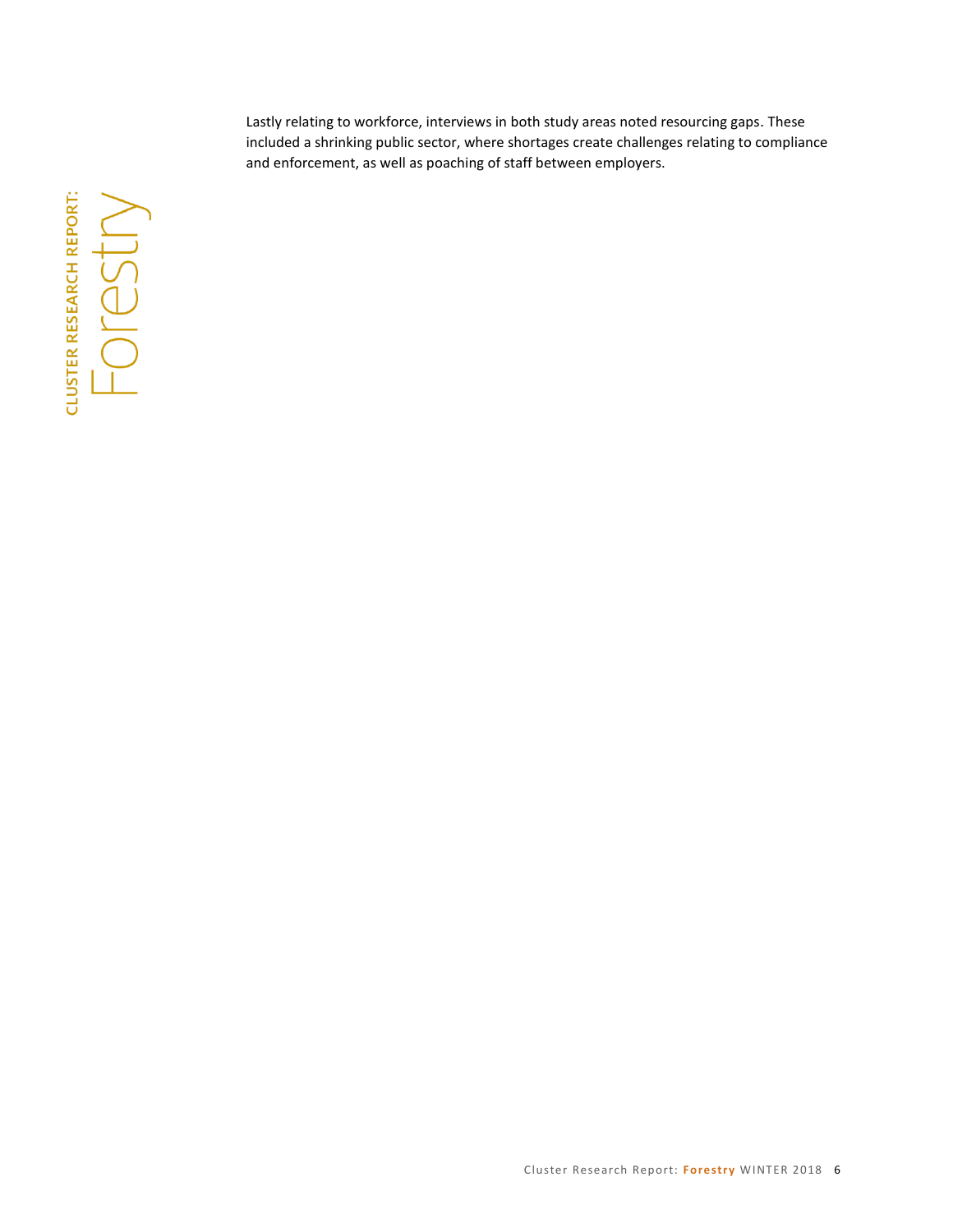Lastly relating to workforce, interviews in both study areas noted resourcing gaps. These included a shrinking public sector, where shortages create challenges relating to compliance and enforcement, as well as poaching of staff between employers.